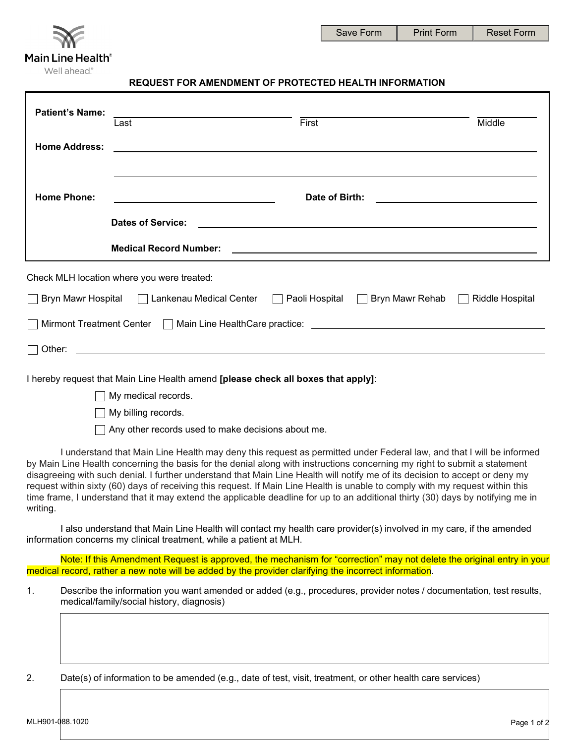Main Line Health
Well ahead.

Save Form | Print Form | Reset Form

## REQUEST FOR AMENDMENT OF PROTECTED HEALTH INFORMATION

**Patient's Name:** \_\_\_\_\_\_\_\_\_\_\_\_\_\_\_\_\_\_\_\_ \_\_\_\_\_\_\_\_\_\_\_\_\_\_\_\_\_\_\_\_ \_\_\_\_\_\_\_\_\_\_
Last First Middle

**Home Address:** \_\_\_\_\_\_\_\_\_\_\_\_\_\_\_\_\_\_\_\_\_\_\_\_\_\_\_\_\_\_\_\_\_\_\_\_\_\_\_\_

\_\_\_\_\_\_\_\_\_\_\_\_\_\_\_\_\_\_\_\_\_\_\_\_\_\_\_\_\_\_\_\_\_\_\_\_\_\_\_\_

**Home Phone:** \_\_\_\_\_\_\_\_\_\_\_\_\_\_\_\_\_\_\_\_ **Date of Birth:** \_\_\_\_\_\_\_\_\_\_\_\_\_\_\_\_\_\_\_\_

**Dates of Service:** \_\_\_\_\_\_\_\_\_\_\_\_\_\_\_\_\_\_\_\_\_\_\_\_\_\_\_\_\_\_\_\_\_\_\_\_\_\_\_\_

**Medical Record Number:** \_\_\_\_\_\_\_\_\_\_\_\_\_\_\_\_\_\_\_\_\_\_\_\_\_\_\_\_\_\_\_\_\_\_\_\_\_\_\_\_

Check MLH location where you were treated:

☐ Bryn Mawr Hospital ☐ Lankenau Medical Center ☐ Paoli Hospital ☐ Bryn Mawr Rehab ☐ Riddle Hospital

☐ Mirmont Treatment Center ☐ Main Line HealthCare practice: \_\_\_\_\_\_\_\_\_\_\_\_\_\_\_\_\_\_\_\_

☐ Other: \_\_\_\_\_\_\_\_\_\_\_\_\_\_\_\_\_\_\_\_\_\_\_\_\_\_\_\_\_\_\_\_\_\_\_\_\_\_\_\_

I hereby request that Main Line Health amend **[please check all boxes that apply]**:

☐ My medical records.

☐ My billing records.

☐ Any other records used to make decisions about me.

I understand that Main Line Health may deny this request as permitted under Federal law, and that I will be informed by Main Line Health concerning the basis for the denial along with instructions concerning my right to submit a statement disagreeing with such denial. I further understand that Main Line Health will notify me of its decision to accept or deny my request within sixty (60) days of receiving this request. If Main Line Health is unable to comply with my request within this time frame, I understand that it may extend the applicable deadline for up to an additional thirty (30) days by notifying me in writing.

I also understand that Main Line Health will contact my health care provider(s) involved in my care, if the amended information concerns my clinical treatment, while a patient at MLH.

Note: If this Amendment Request is approved, the mechanism for "correction" may not delete the original entry in your medical record, rather a new note will be added by the provider clarifying the incorrect information.

1. Describe the information you want amended or added (e.g., procedures, provider notes / documentation, test results, medical/family/social history, diagnosis)

2. Date(s) of information to be amended (e.g., date of test, visit, treatment, or other health care services)

MLH901-088.1020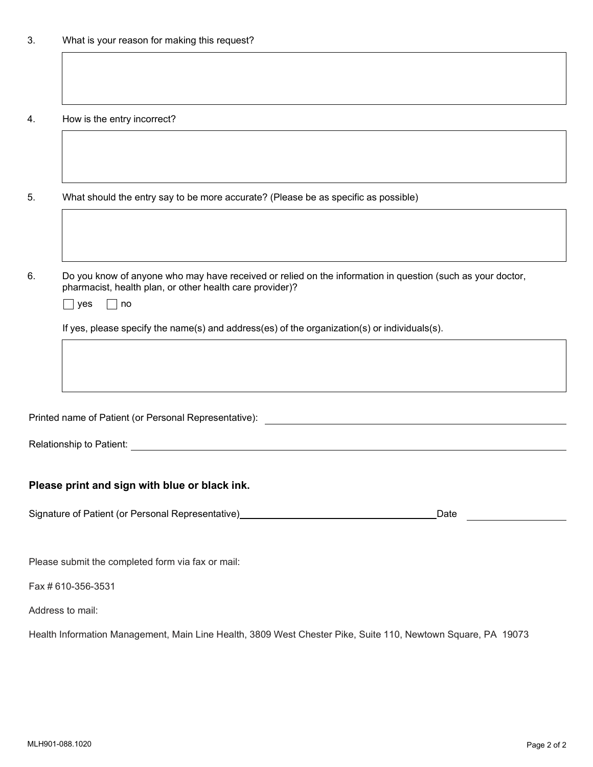3. What is your reason for making this request?

4. How is the entry incorrect?

5. What should the entry say to be more accurate? (Please be as specific as possible)

6. Do you know of anyone who may have received or relied on the information in question (such as your doctor, pharmacist, health plan, or other health care provider)?

   ☐ yes ☐ no

   If yes, please specify the name(s) and address(es) of the organization(s) or individuals(s).

Printed name of Patient (or Personal Representative): ______________________________

Relationship to Patient: ______________________________

**Please print and sign with blue or black ink.**

Signature of Patient (or Personal Representative) ______________________________ Date ______________

Please submit the completed form via fax or mail:

Fax # 610-356-3531

Address to mail:

Health Information Management, Main Line Health, 3809 West Chester Pike, Suite 110, Newtown Square, PA 19073

MLH901-088.1020